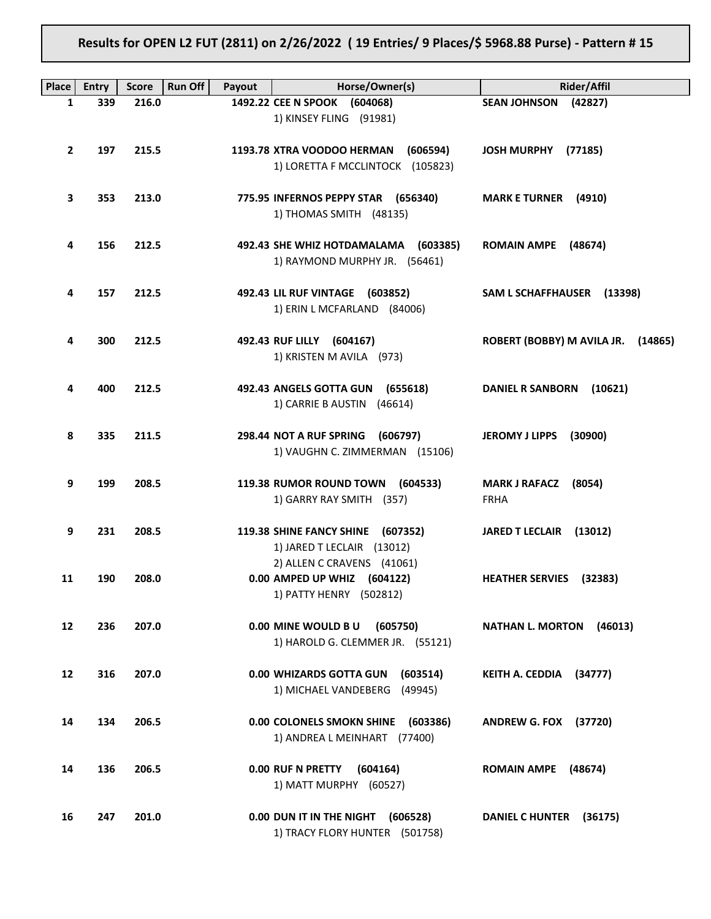**Results for OPEN L2 FUT (2811) on 2/26/2022 ( 19 Entries/ 9 Places/$ 5968.88 Purse) - Pattern # 15**

| Place | Entry | Score | Run Off | Payout | Horse/Owner(s) | Rider/Affil |
|---|---|---|---|---|---|---|
| 1 | 339 | 216.0 | | 1492.22 | **CEE N SPOOK (604068)**<br>1) KINSEY FLING (91981) | **SEAN JOHNSON (42827)** |
| 2 | 197 | 215.5 | | 1193.78 | **XTRA VOODOO HERMAN (606594)**<br>1) LORETTA F MCCLINTOCK (105823) | **JOSH MURPHY (77185)** |
| 3 | 353 | 213.0 | | 775.95 | **INFERNOS PEPPY STAR (656340)**<br>1) THOMAS SMITH (48135) | **MARK E TURNER (4910)** |
| 4 | 156 | 212.5 | | 492.43 | **SHE WHIZ HOTDAMALAMA (603385)**<br>1) RAYMOND MURPHY JR. (56461) | **ROMAIN AMPE (48674)** |
| 4 | 157 | 212.5 | | 492.43 | **LIL RUF VINTAGE (603852)**<br>1) ERIN L MCFARLAND (84006) | **SAM L SCHAFFHAUSER (13398)** |
| 4 | 300 | 212.5 | | 492.43 | **RUF LILLY (604167)**<br>1) KRISTEN M AVILA (973) | **ROBERT (BOBBY) M AVILA JR. (14865)** |
| 4 | 400 | 212.5 | | 492.43 | **ANGELS GOTTA GUN (655618)**<br>1) CARRIE B AUSTIN (46614) | **DANIEL R SANBORN (10621)** |
| 8 | 335 | 211.5 | | 298.44 | **NOT A RUF SPRING (606797)**<br>1) VAUGHN C. ZIMMERMAN (15106) | **JEROMY J LIPPS (30900)** |
| 9 | 199 | 208.5 | | 119.38 | **RUMOR ROUND TOWN (604533)**<br>1) GARRY RAY SMITH (357) | **MARK J RAFACZ (8054)**<br>FRHA |
| 9 | 231 | 208.5 | | 119.38 | **SHINE FANCY SHINE (607352)**<br>1) JARED T LECLAIR (13012)<br>2) ALLEN C CRAVENS (41061) | **JARED T LECLAIR (13012)** |
| 11 | 190 | 208.0 | | 0.00 | **AMPED UP WHIZ (604122)**<br>1) PATTY HENRY (502812) | **HEATHER SERVIES (32383)** |
| 12 | 236 | 207.0 | | 0.00 | **MINE WOULD B U (605750)**<br>1) HAROLD G. CLEMMER JR. (55121) | **NATHAN L. MORTON (46013)** |
| 12 | 316 | 207.0 | | 0.00 | **WHIZARDS GOTTA GUN (603514)**<br>1) MICHAEL VANDEBERG (49945) | **KEITH A. CEDDIA (34777)** |
| 14 | 134 | 206.5 | | 0.00 | **COLONELS SMOKN SHINE (603386)**<br>1) ANDREA L MEINHART (77400) | **ANDREW G. FOX (37720)** |
| 14 | 136 | 206.5 | | 0.00 | **RUF N PRETTY (604164)**<br>1) MATT MURPHY (60527) | **ROMAIN AMPE (48674)** |
| 16 | 247 | 201.0 | | 0.00 | **DUN IT IN THE NIGHT (606528)**<br>1) TRACY FLORY HUNTER (501758) | **DANIEL C HUNTER (36175)** |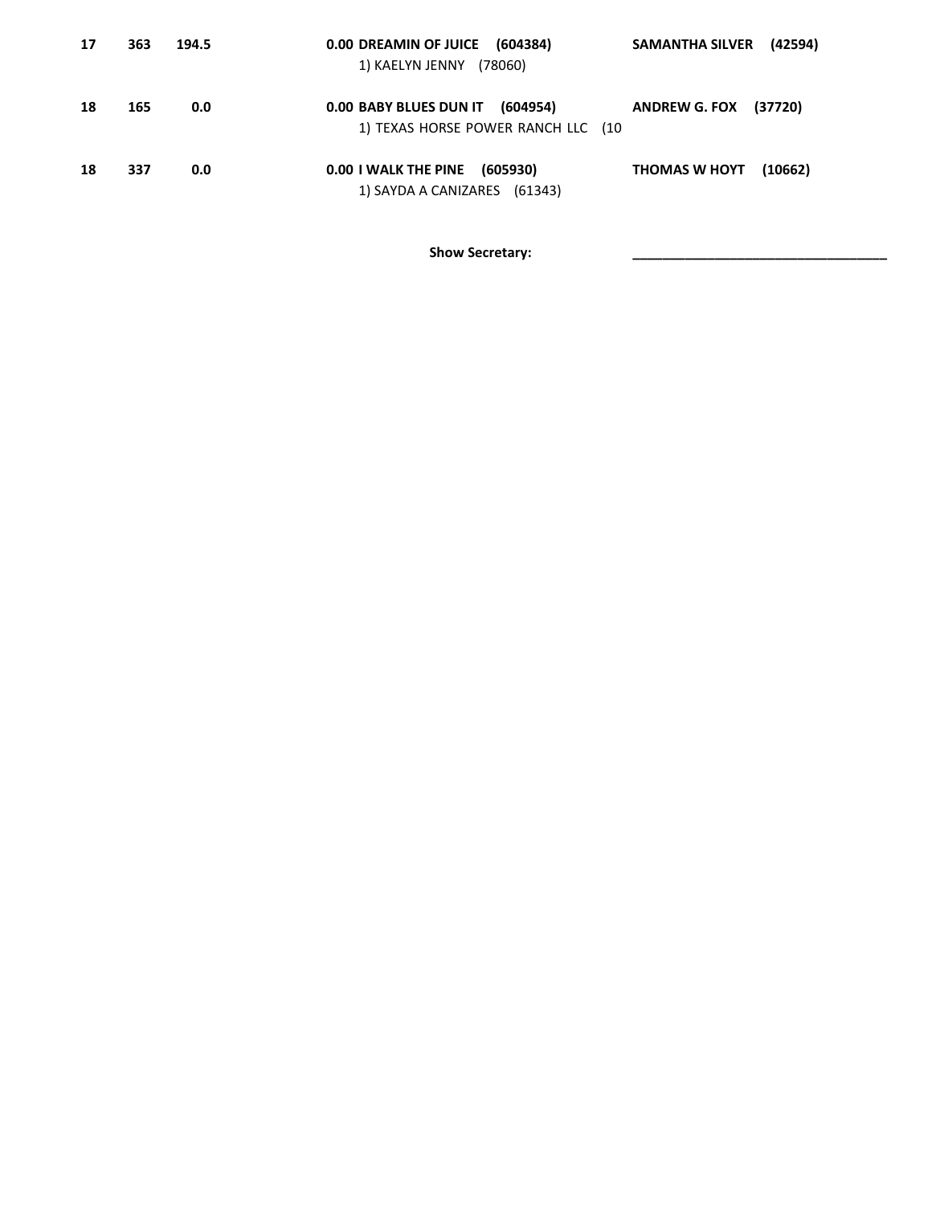| | | | | |
|---|---|---|---|---|
| **17** | **363** | **194.5** | **0.00 DREAMIN OF JUICE (604384)**<br>1) KAELYN JENNY (78060) | **SAMANTHA SILVER (42594)** |
| **18** | **165** | **0.0** | **0.00 BABY BLUES DUN IT (604954)**<br>1) TEXAS HORSE POWER RANCH LLC (10 | **ANDREW G. FOX (37720)** |
| **18** | **337** | **0.0** | **0.00 I WALK THE PINE (605930)**<br>1) SAYDA A CANIZARES (61343) | **THOMAS W HOYT (10662)** |

**Show Secretary:** ___________________________________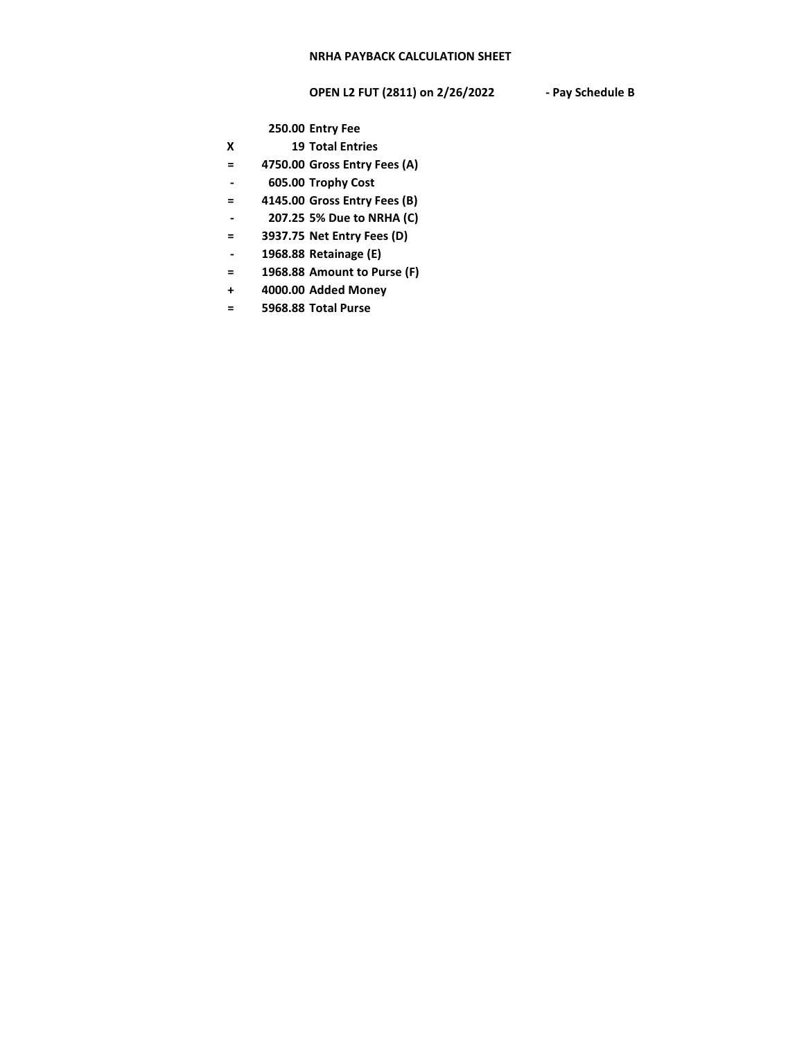**NRHA PAYBACK CALCULATION SHEET**

**OPEN L2 FUT (2811) on 2/26/2022 - Pay Schedule B**

| | | |
|---|---|---|
| | 250.00 | Entry Fee |
| X | 19 | Total Entries |
| = | 4750.00 | Gross Entry Fees (A) |
| - | 605.00 | Trophy Cost |
| = | 4145.00 | Gross Entry Fees (B) |
| - | 207.25 | 5% Due to NRHA (C) |
| = | 3937.75 | Net Entry Fees (D) |
| - | 1968.88 | Retainage (E) |
| = | 1968.88 | Amount to Purse (F) |
| + | 4000.00 | Added Money |
| = | 5968.88 | Total Purse |